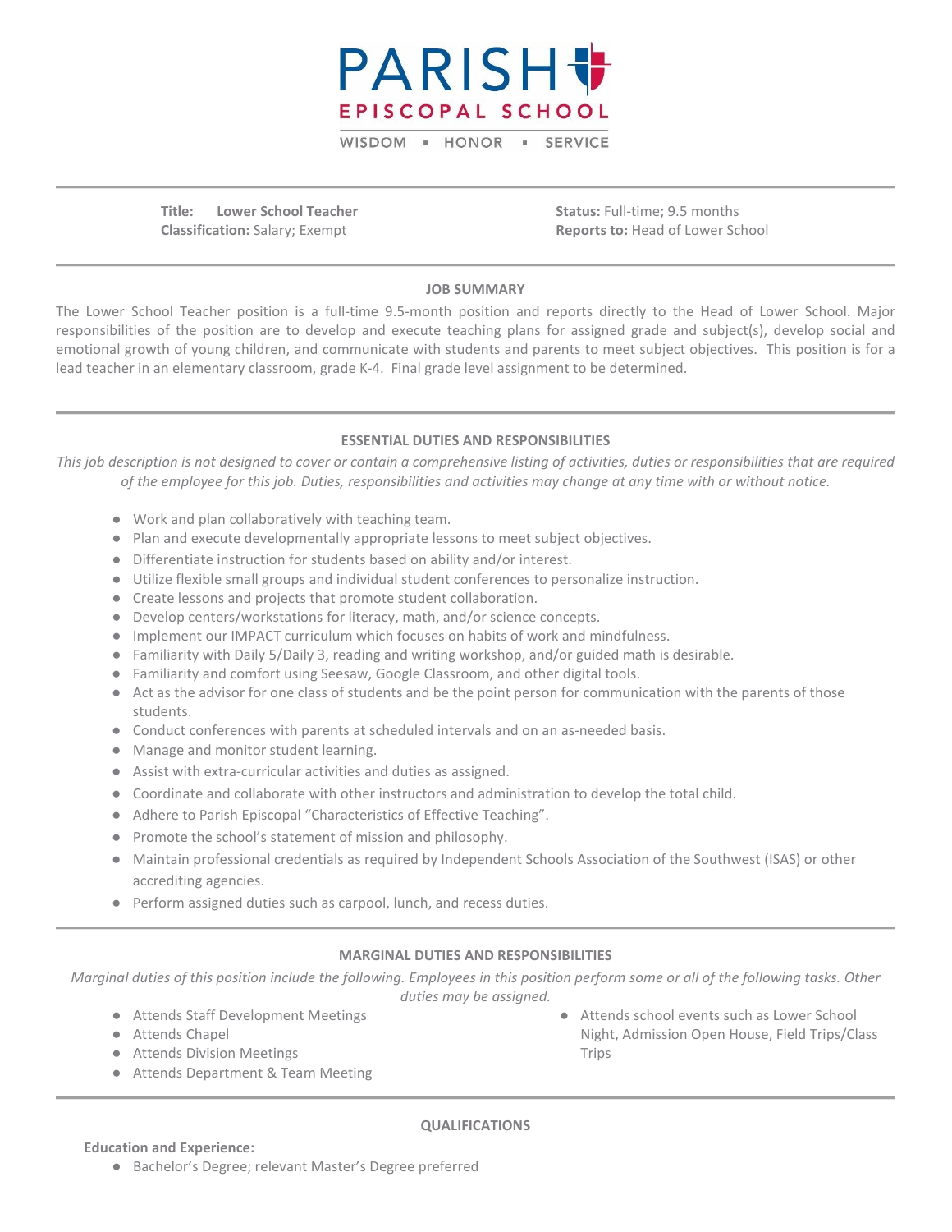# PARISH EPISCOPAL SCHOOL

WISDOM ▪ HONOR ▪ SERVICE

**Title:** **Lower School Teacher**
**Classification:** Salary; Exempt

**Status:** Full-time; 9.5 months
**Reports to:** Head of Lower School

## JOB SUMMARY

The Lower School Teacher position is a full-time 9.5-month position and reports directly to the Head of Lower School. Major responsibilities of the position are to develop and execute teaching plans for assigned grade and subject(s), develop social and emotional growth of young children, and communicate with students and parents to meet subject objectives. This position is for a lead teacher in an elementary classroom, grade K-4. Final grade level assignment to be determined.

## ESSENTIAL DUTIES AND RESPONSIBILITIES

*This job description is not designed to cover or contain a comprehensive listing of activities, duties or responsibilities that are required of the employee for this job. Duties, responsibilities and activities may change at any time with or without notice.*

- Work and plan collaboratively with teaching team.
- Plan and execute developmentally appropriate lessons to meet subject objectives.
- Differentiate instruction for students based on ability and/or interest.
- Utilize flexible small groups and individual student conferences to personalize instruction.
- Create lessons and projects that promote student collaboration.
- Develop centers/workstations for literacy, math, and/or science concepts.
- Implement our IMPACT curriculum which focuses on habits of work and mindfulness.
- Familiarity with Daily 5/Daily 3, reading and writing workshop, and/or guided math is desirable.
- Familiarity and comfort using Seesaw, Google Classroom, and other digital tools.
- Act as the advisor for one class of students and be the point person for communication with the parents of those students.
- Conduct conferences with parents at scheduled intervals and on an as-needed basis.
- Manage and monitor student learning.
- Assist with extra-curricular activities and duties as assigned.
- Coordinate and collaborate with other instructors and administration to develop the total child.
- Adhere to Parish Episcopal "Characteristics of Effective Teaching".
- Promote the school's statement of mission and philosophy.
- Maintain professional credentials as required by Independent Schools Association of the Southwest (ISAS) or other accrediting agencies.
- Perform assigned duties such as carpool, lunch, and recess duties.

## MARGINAL DUTIES AND RESPONSIBILITIES

*Marginal duties of this position include the following. Employees in this position perform some or all of the following tasks. Other duties may be assigned.*

- Attends Staff Development Meetings
- Attends Chapel
- Attends Division Meetings
- Attends Department & Team Meeting
- Attends school events such as Lower School Night, Admission Open House, Field Trips/Class Trips

## QUALIFICATIONS

**Education and Experience:**

- Bachelor's Degree; relevant Master's Degree preferred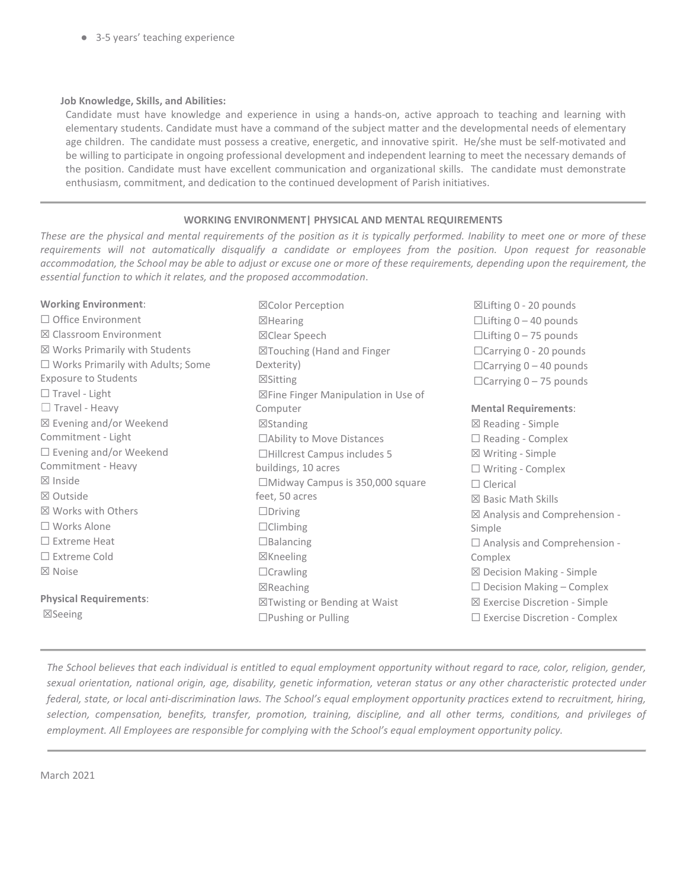- 3-5 years' teaching experience

**Job Knowledge, Skills, and Abilities:**

Candidate must have knowledge and experience in using a hands-on, active approach to teaching and learning with elementary students. Candidate must have a command of the subject matter and the developmental needs of elementary age children. The candidate must possess a creative, energetic, and innovative spirit. He/she must be self-motivated and be willing to participate in ongoing professional development and independent learning to meet the necessary demands of the position. Candidate must have excellent communication and organizational skills. The candidate must demonstrate enthusiasm, commitment, and dedication to the continued development of Parish initiatives.

---

**WORKING ENVIRONMENT| PHYSICAL AND MENTAL REQUIREMENTS**

*These are the physical and mental requirements of the position as it is typically performed. Inability to meet one or more of these requirements will not automatically disqualify a candidate or employees from the position. Upon request for reasonable accommodation, the School may be able to adjust or excuse one or more of these requirements, depending upon the requirement, the essential function to which it relates, and the proposed accommodation.*

**Working Environment**:

☐ Office Environment
☒ Classroom Environment
☒ Works Primarily with Students
☐ Works Primarily with Adults; Some Exposure to Students
☐ Travel - Light
☐ Travel - Heavy
☒ Evening and/or Weekend Commitment - Light
☐ Evening and/or Weekend Commitment - Heavy
☒ Inside
☒ Outside
☒ Works with Others
☐ Works Alone
☐ Extreme Heat
☐ Extreme Cold
☒ Noise

**Physical Requirements**:

☒Seeing
☒Color Perception
☒Hearing
☒Clear Speech
☒Touching (Hand and Finger Dexterity)
☒Sitting
☒Fine Finger Manipulation in Use of Computer
☒Standing
☐Ability to Move Distances
☐Hillcrest Campus includes 5 buildings, 10 acres
☐Midway Campus is 350,000 square feet, 50 acres
☐Driving
☐Climbing
☐Balancing
☒Kneeling
☐Crawling
☒Reaching
☒Twisting or Bending at Waist
☐Pushing or Pulling
☒Lifting 0 - 20 pounds
☐Lifting 0 – 40 pounds
☐Lifting 0 – 75 pounds
☐Carrying 0 - 20 pounds
☐Carrying 0 – 40 pounds
☐Carrying 0 – 75 pounds

**Mental Requirements**:

☒ Reading - Simple
☐ Reading - Complex
☒ Writing - Simple
☐ Writing - Complex
☐ Clerical
☒ Basic Math Skills
☒ Analysis and Comprehension - Simple
☐ Analysis and Comprehension - Complex
☒ Decision Making - Simple
☐ Decision Making – Complex
☒ Exercise Discretion - Simple
☐ Exercise Discretion - Complex

---

*The School believes that each individual is entitled to equal employment opportunity without regard to race, color, religion, gender, sexual orientation, national origin, age, disability, genetic information, veteran status or any other characteristic protected under federal, state, or local anti-discrimination laws. The School's equal employment opportunity practices extend to recruitment, hiring, selection, compensation, benefits, transfer, promotion, training, discipline, and all other terms, conditions, and privileges of employment. All Employees are responsible for complying with the School's equal employment opportunity policy.*

---

March 2021